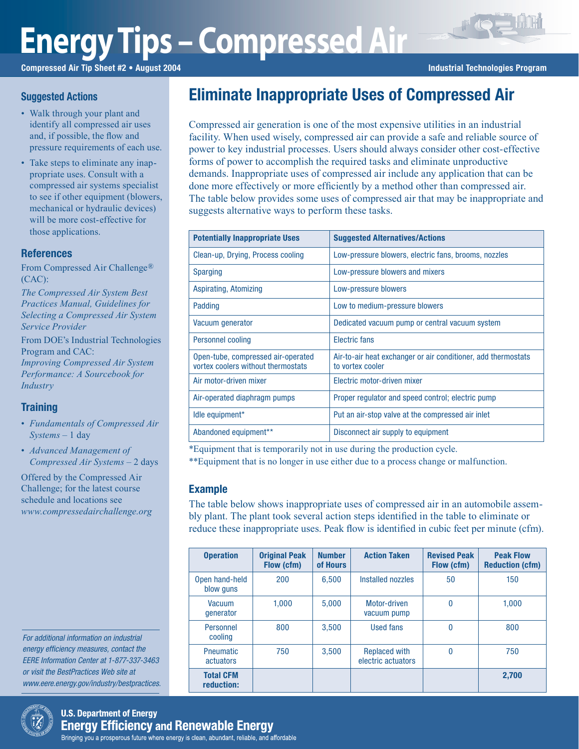# Energy Tips – Compressed Air

**Compressed Air Tip Sheet #2 • August 2004**

**Industrial Technologies Program**

## Eliminate Inappropriate Uses of Compressed Air

Compressed air generation is one of the most expensive utilities in an industrial facility. When used wisely, compressed air can provide a safe and reliable source of power to key industrial processes. Users should always consider other cost-effective forms of power to accomplish the required tasks and eliminate unproductive demands. Inappropriate uses of compressed air include any application that can be done more effectively or more efficiently by a method other than compressed air. The table below provides some uses of compressed air that may be inappropriate and suggests alternative ways to perform these tasks.

| Potentially Inappropriate Uses | Suggested Alternatives/Actions |
|---|---|
| Clean-up, Drying, Process cooling | Low-pressure blowers, electric fans, brooms, nozzles |
| Sparging | Low-pressure blowers and mixers |
| Aspirating, Atomizing | Low-pressure blowers |
| Padding | Low to medium-pressure blowers |
| Vacuum generator | Dedicated vacuum pump or central vacuum system |
| Personnel cooling | Electric fans |
| Open-tube, compressed air-operated vortex coolers without thermostats | Air-to-air heat exchanger or air conditioner, add thermostats to vortex cooler |
| Air motor-driven mixer | Electric motor-driven mixer |
| Air-operated diaphragm pumps | Proper regulator and speed control; electric pump |
| Idle equipment* | Put an air-stop valve at the compressed air inlet |
| Abandoned equipment** | Disconnect air supply to equipment |

*Equipment that is temporarily not in use during the production cycle.

**Equipment that is no longer in use either due to a process change or malfunction.

### Example

The table below shows inappropriate uses of compressed air in an automobile assembly plant. The plant took several action steps identified in the table to eliminate or reduce these inappropriate uses. Peak flow is identified in cubic feet per minute (cfm).

| Operation | Original Peak Flow (cfm) | Number of Hours | Action Taken | Revised Peak Flow (cfm) | Peak Flow Reduction (cfm) |
|---|---|---|---|---|---|
| Open hand-held blow guns | 200 | 6,500 | Installed nozzles | 50 | 150 |
| Vacuum generator | 1,000 | 5,000 | Motor-driven vacuum pump | 0 | 1,000 |
| Personnel cooling | 800 | 3,500 | Used fans | 0 | 800 |
| Pneumatic actuators | 750 | 3,500 | Replaced with electric actuators | 0 | 750 |
| **Total CFM reduction:** | | | | | **2,700** |

### Suggested Actions

- Walk through your plant and identify all compressed air uses and, if possible, the flow and pressure requirements of each use.
- Take steps to eliminate any inappropriate uses. Consult with a compressed air systems specialist to see if other equipment (blowers, mechanical or hydraulic devices) will be more cost-effective for those applications.

### References

From Compressed Air Challenge® (CAC):

*The Compressed Air System Best Practices Manual, Guidelines for Selecting a Compressed Air System Service Provider*

From DOE's Industrial Technologies Program and CAC:

*Improving Compressed Air System Performance: A Sourcebook for Industry*

### Training

- *Fundamentals of Compressed Air Systems* – 1 day
- *Advanced Management of Compressed Air Systems* – 2 days

Offered by the Compressed Air Challenge; for the latest course schedule and locations see *www.compressedairchallenge.org*

*For additional information on industrial energy efficiency measures, contact the EERE Information Center at 1-877-337-3463 or visit the BestPractices Web site at www.eere.energy.gov/industry/bestpractices.*

**U.S. Department of Energy**
**Energy Efficiency and Renewable Energy**
Bringing you a prosperous future where energy is clean, abundant, reliable, and affordable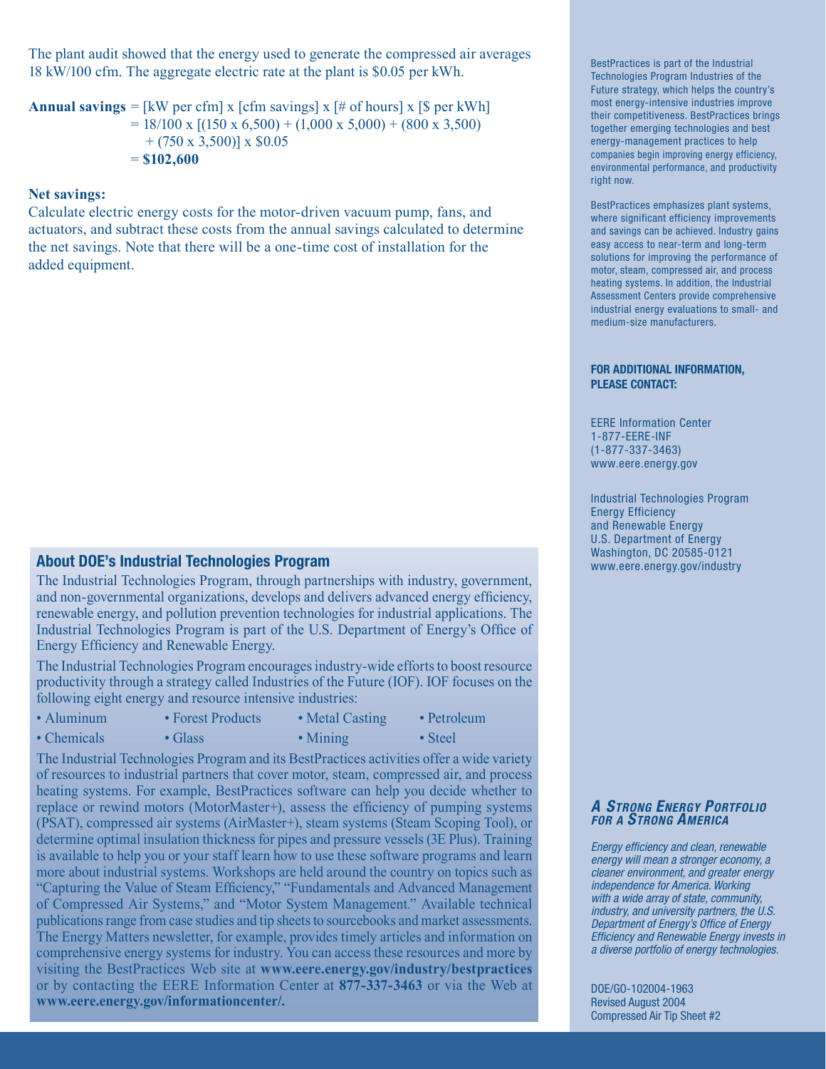The plant audit showed that the energy used to generate the compressed air averages 18 kW/100 cfm. The aggregate electric rate at the plant is $0.05 per kWh.

**Annual savings** = [kW per cfm] x [cfm savings] x [# of hours] x [$ per kWh]
= 18/100 x [(150 x 6,500) + (1,000 x 5,000) + (800 x 3,500) + (750 x 3,500)] x $0.05
= **$102,600**

**Net savings:**

Calculate electric energy costs for the motor-driven vacuum pump, fans, and actuators, and subtract these costs from the annual savings calculated to determine the net savings. Note that there will be a one-time cost of installation for the added equipment.

## About DOE's Industrial Technologies Program

The Industrial Technologies Program, through partnerships with industry, government, and non-governmental organizations, develops and delivers advanced energy efficiency, renewable energy, and pollution prevention technologies for industrial applications. The Industrial Technologies Program is part of the U.S. Department of Energy's Office of Energy Efficiency and Renewable Energy.

The Industrial Technologies Program encourages industry-wide efforts to boost resource productivity through a strategy called Industries of the Future (IOF). IOF focuses on the following eight energy and resource intensive industries:

- Aluminum
- Forest Products
- Metal Casting
- Petroleum
- Chemicals
- Glass
- Mining
- Steel

The Industrial Technologies Program and its BestPractices activities offer a wide variety of resources to industrial partners that cover motor, steam, compressed air, and process heating systems. For example, BestPractices software can help you decide whether to replace or rewind motors (MotorMaster+), assess the efficiency of pumping systems (PSAT), compressed air systems (AirMaster+), steam systems (Steam Scoping Tool), or determine optimal insulation thickness for pipes and pressure vessels (3E Plus). Training is available to help you or your staff learn how to use these software programs and learn more about industrial systems. Workshops are held around the country on topics such as "Capturing the Value of Steam Efficiency," "Fundamentals and Advanced Management of Compressed Air Systems," and "Motor System Management." Available technical publications range from case studies and tip sheets to sourcebooks and market assessments. The Energy Matters newsletter, for example, provides timely articles and information on comprehensive energy systems for industry. You can access these resources and more by visiting the BestPractices Web site at **www.eere.energy.gov/industry/bestpractices** or by contacting the EERE Information Center at **877-337-3463** or via the Web at **www.eere.energy.gov/informationcenter/.**

BestPractices is part of the Industrial Technologies Program Industries of the Future strategy, which helps the country's most energy-intensive industries improve their competitiveness. BestPractices brings together emerging technologies and best energy-management practices to help companies begin improving energy efficiency, environmental performance, and productivity right now.

BestPractices emphasizes plant systems, where significant efficiency improvements and savings can be achieved. Industry gains easy access to near-term and long-term solutions for improving the performance of motor, steam, compressed air, and process heating systems. In addition, the Industrial Assessment Centers provide comprehensive industrial energy evaluations to small- and medium-size manufacturers.

**FOR ADDITIONAL INFORMATION, PLEASE CONTACT:**

EERE Information Center
1-877-EERE-INF
(1-877-337-3463)
www.eere.energy.gov

Industrial Technologies Program
Energy Efficiency
and Renewable Energy
U.S. Department of Energy
Washington, DC 20585-0121
www.eere.energy.gov/industry

***A Strong Energy Portfolio for a Strong America***

*Energy efficiency and clean, renewable energy will mean a stronger economy, a cleaner environment, and greater energy independence for America. Working with a wide array of state, community, industry, and university partners, the U.S. Department of Energy's Office of Energy Efficiency and Renewable Energy invests in a diverse portfolio of energy technologies.*

DOE/GO-102004-1963
Revised August 2004
Compressed Air Tip Sheet #2